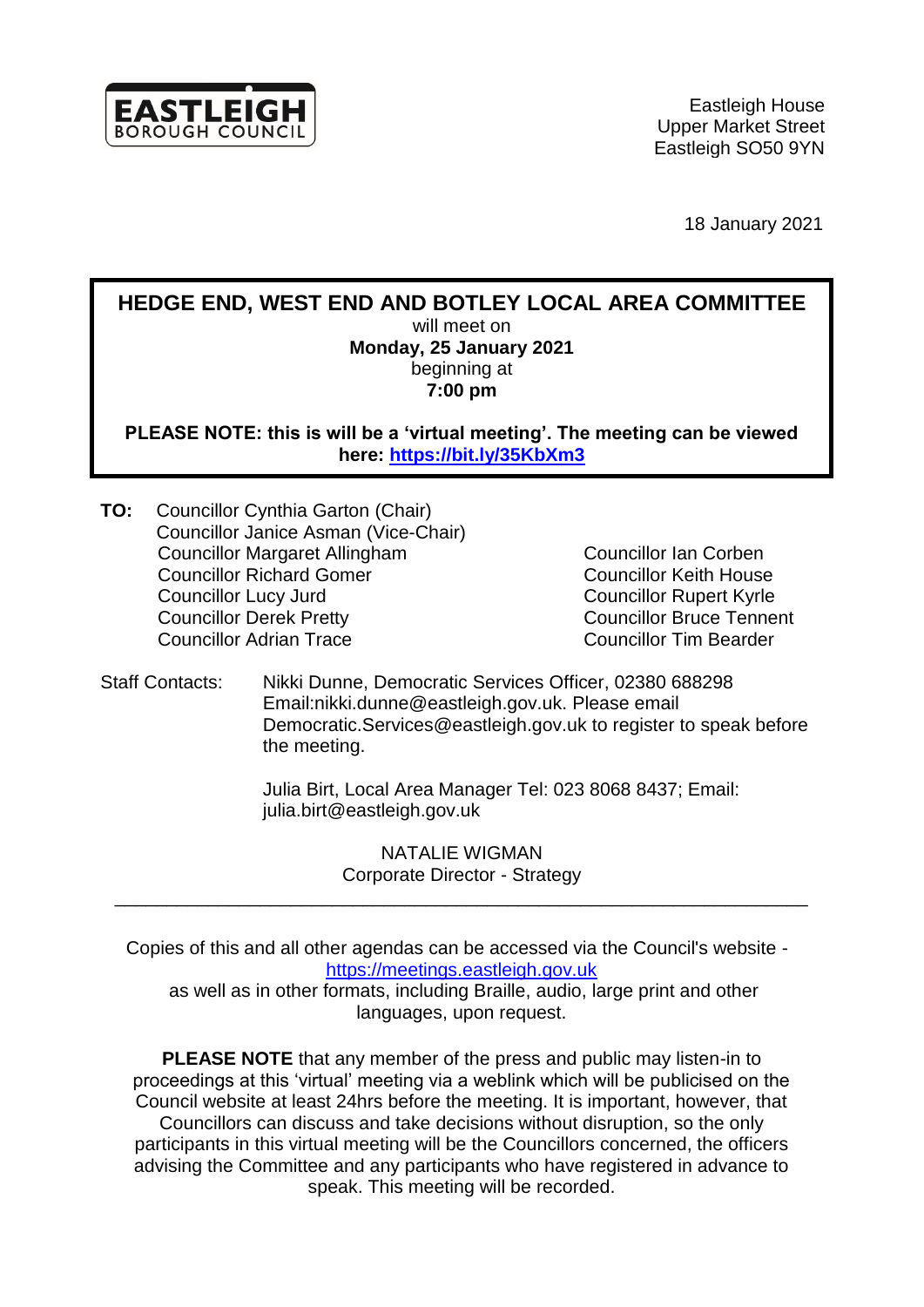**EASTLEIGH**
BOROUGH COUNCIL

Eastleigh House
Upper Market Street
Eastleigh SO50 9YN

18 January 2021

# HEDGE END, WEST END AND BOTLEY LOCAL AREA COMMITTEE

will meet on
**Monday, 25 January 2021**
beginning at
**7:00 pm**

**PLEASE NOTE: this is will be a 'virtual meeting'. The meeting can be viewed here: https://bit.ly/35KbXm3**

**TO:** Councillor Cynthia Garton (Chair)
Councillor Janice Asman (Vice-Chair)
Councillor Margaret Allingham
Councillor Richard Gomer
Councillor Lucy Jurd
Councillor Derek Pretty
Councillor Adrian Trace
Councillor Ian Corben
Councillor Keith House
Councillor Rupert Kyrle
Councillor Bruce Tennent
Councillor Tim Bearder

Staff Contacts: Nikki Dunne, Democratic Services Officer, 02380 688298
Email:nikki.dunne@eastleigh.gov.uk. Please email Democratic.Services@eastleigh.gov.uk to register to speak before the meeting.

Julia Birt, Local Area Manager Tel: 023 8068 8437; Email: julia.birt@eastleigh.gov.uk

NATALIE WIGMAN
Corporate Director - Strategy

---

Copies of this and all other agendas can be accessed via the Council's website - https://meetings.eastleigh.gov.uk
as well as in other formats, including Braille, audio, large print and other languages, upon request.

**PLEASE NOTE** that any member of the press and public may listen-in to proceedings at this 'virtual' meeting via a weblink which will be publicised on the Council website at least 24hrs before the meeting. It is important, however, that Councillors can discuss and take decisions without disruption, so the only participants in this virtual meeting will be the Councillors concerned, the officers advising the Committee and any participants who have registered in advance to speak. This meeting will be recorded.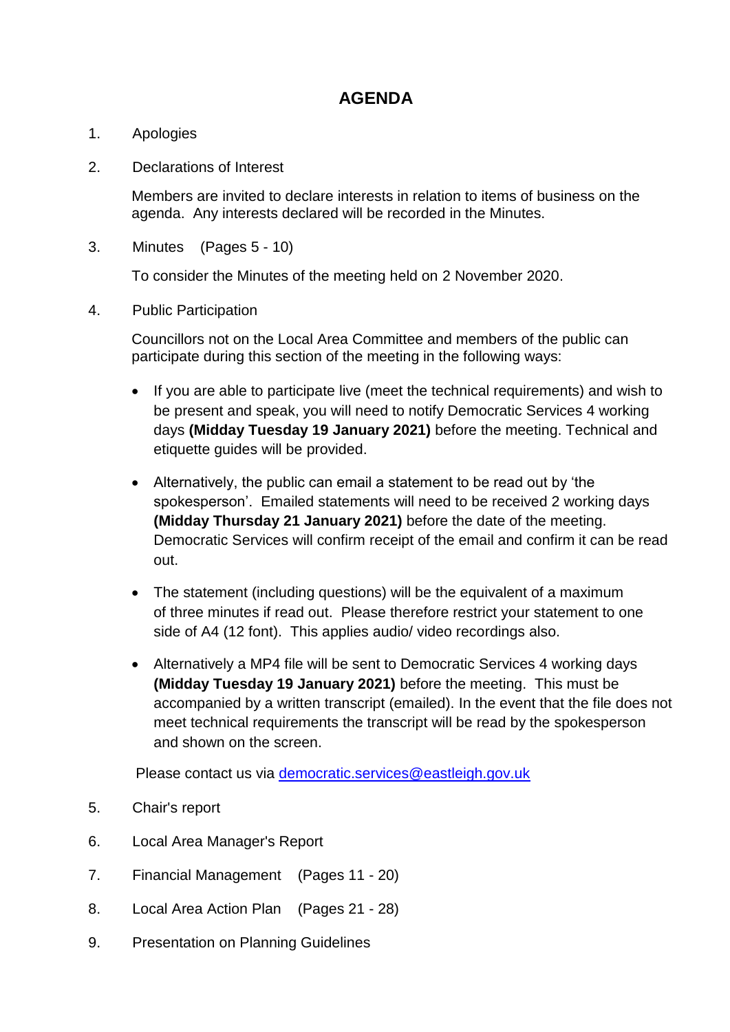# AGENDA

1. Apologies

2. Declarations of Interest

   Members are invited to declare interests in relation to items of business on the agenda. Any interests declared will be recorded in the Minutes.

3. Minutes (Pages 5 - 10)

   To consider the Minutes of the meeting held on 2 November 2020.

4. Public Participation

   Councillors not on the Local Area Committee and members of the public can participate during this section of the meeting in the following ways:

   - If you are able to participate live (meet the technical requirements) and wish to be present and speak, you will need to notify Democratic Services 4 working days **(Midday Tuesday 19 January 2021)** before the meeting. Technical and etiquette guides will be provided.

   - Alternatively, the public can email a statement to be read out by 'the spokesperson'. Emailed statements will need to be received 2 working days **(Midday Thursday 21 January 2021)** before the date of the meeting. Democratic Services will confirm receipt of the email and confirm it can be read out.

   - The statement (including questions) will be the equivalent of a maximum of three minutes if read out. Please therefore restrict your statement to one side of A4 (12 font). This applies audio/ video recordings also.

   - Alternatively a MP4 file will be sent to Democratic Services 4 working days **(Midday Tuesday 19 January 2021)** before the meeting. This must be accompanied by a written transcript (emailed). In the event that the file does not meet technical requirements the transcript will be read by the spokesperson and shown on the screen.

   Please contact us via [democratic.services@eastleigh.gov.uk](mailto:democratic.services@eastleigh.gov.uk)

5. Chair's report

6. Local Area Manager's Report

7. Financial Management (Pages 11 - 20)

8. Local Area Action Plan (Pages 21 - 28)

9. Presentation on Planning Guidelines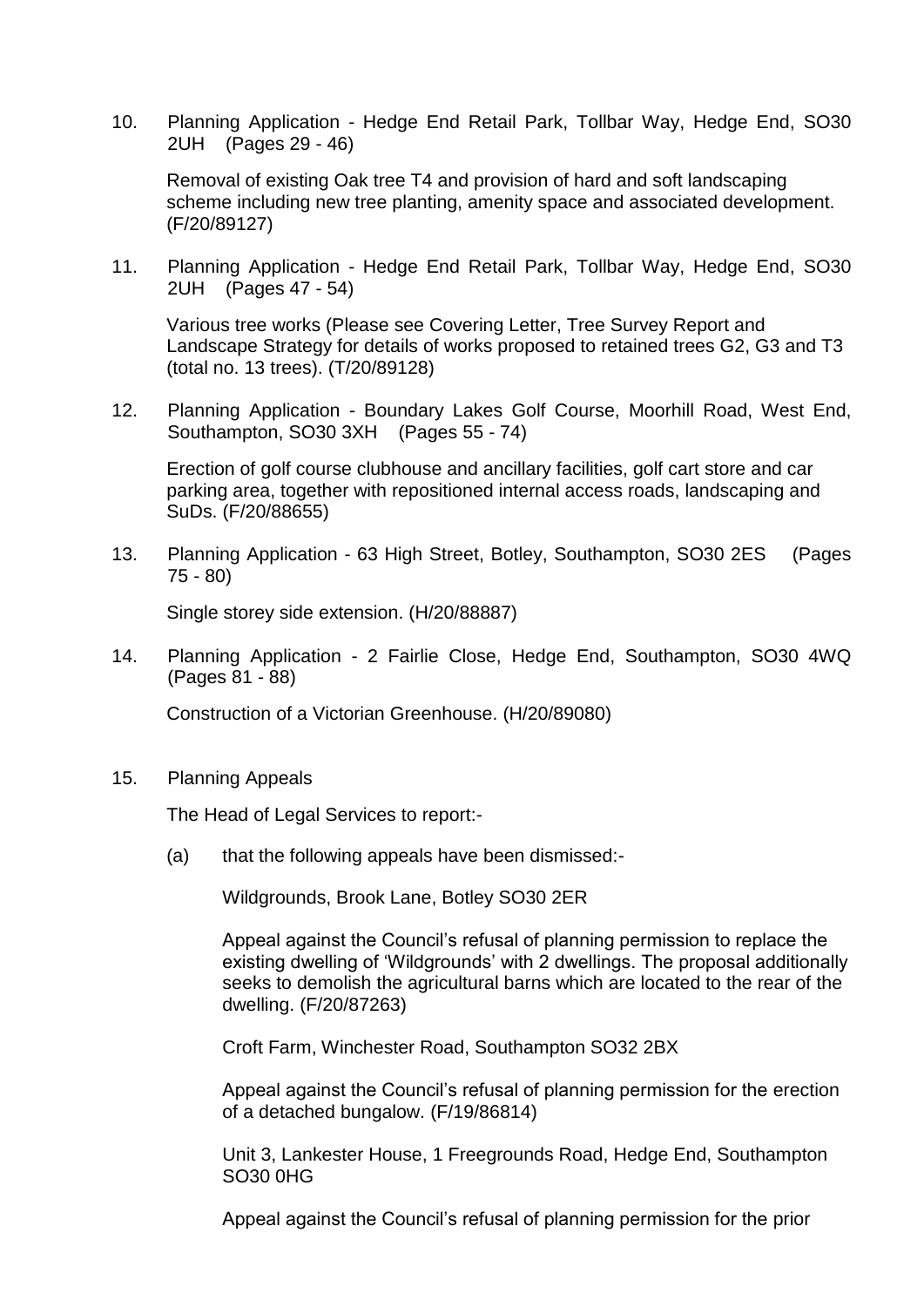10. Planning Application - Hedge End Retail Park, Tollbar Way, Hedge End, SO30 2UH (Pages 29 - 46)

    Removal of existing Oak tree T4 and provision of hard and soft landscaping scheme including new tree planting, amenity space and associated development. (F/20/89127)

11. Planning Application - Hedge End Retail Park, Tollbar Way, Hedge End, SO30 2UH (Pages 47 - 54)

    Various tree works (Please see Covering Letter, Tree Survey Report and Landscape Strategy for details of works proposed to retained trees G2, G3 and T3 (total no. 13 trees). (T/20/89128)

12. Planning Application - Boundary Lakes Golf Course, Moorhill Road, West End, Southampton, SO30 3XH (Pages 55 - 74)

    Erection of golf course clubhouse and ancillary facilities, golf cart store and car parking area, together with repositioned internal access roads, landscaping and SuDs. (F/20/88655)

13. Planning Application - 63 High Street, Botley, Southampton, SO30 2ES (Pages 75 - 80)

    Single storey side extension. (H/20/88887)

14. Planning Application - 2 Fairlie Close, Hedge End, Southampton, SO30 4WQ (Pages 81 - 88)

    Construction of a Victorian Greenhouse. (H/20/89080)

15. Planning Appeals

    The Head of Legal Services to report:-

    (a) that the following appeals have been dismissed:-

        Wildgrounds, Brook Lane, Botley SO30 2ER

        Appeal against the Council's refusal of planning permission to replace the existing dwelling of 'Wildgrounds' with 2 dwellings. The proposal additionally seeks to demolish the agricultural barns which are located to the rear of the dwelling. (F/20/87263)

        Croft Farm, Winchester Road, Southampton SO32 2BX

        Appeal against the Council's refusal of planning permission for the erection of a detached bungalow. (F/19/86814)

        Unit 3, Lankester House, 1 Freegrounds Road, Hedge End, Southampton SO30 0HG

        Appeal against the Council's refusal of planning permission for the prior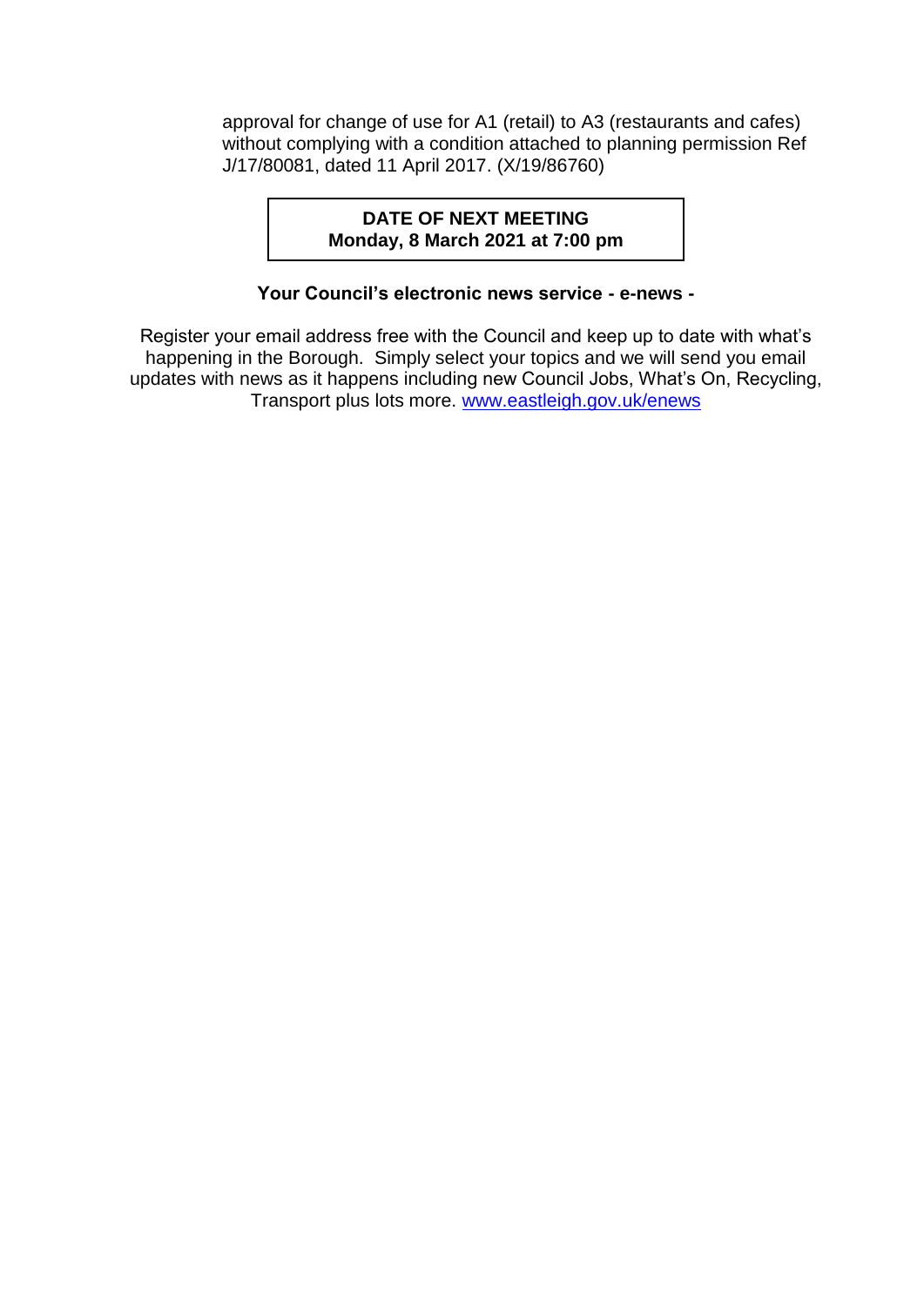approval for change of use for A1 (retail) to A3 (restaurants and cafes) without complying with a condition attached to planning permission Ref J/17/80081, dated 11 April 2017. (X/19/86760)

**DATE OF NEXT MEETING**
**Monday, 8 March 2021 at 7:00 pm**

**Your Council's electronic news service - e-news -**

Register your email address free with the Council and keep up to date with what's happening in the Borough. Simply select your topics and we will send you email updates with news as it happens including new Council Jobs, What's On, Recycling, Transport plus lots more. [www.eastleigh.gov.uk/enews](www.eastleigh.gov.uk/enews)